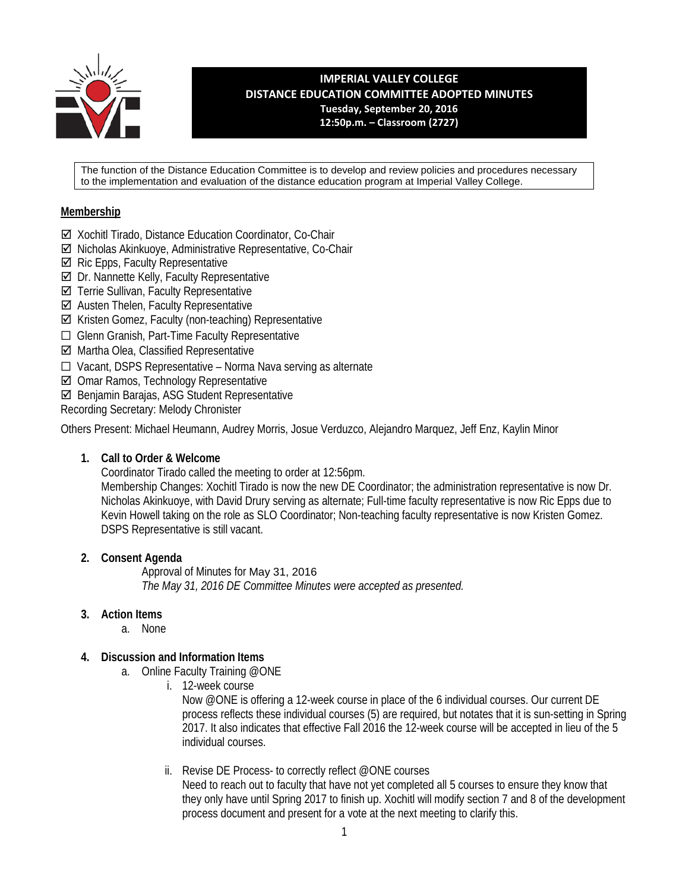# IMPERIAL VALLEY COLLEGE
## DISTANCE EDUCATION COMMITTEE ADOPTED MINUTES
**Tuesday, September 20, 2016**
**12:50p.m. – Classroom (2727)**

The function of the Distance Education Committee is to develop and review policies and procedures necessary to the implementation and evaluation of the distance education program at Imperial Valley College.

**Membership**

- ☑ Xochitl Tirado, Distance Education Coordinator, Co-Chair
- ☑ Nicholas Akinkuoye, Administrative Representative, Co-Chair
- ☑ Ric Epps, Faculty Representative
- ☑ Dr. Nannette Kelly, Faculty Representative
- ☑ Terrie Sullivan, Faculty Representative
- ☑ Austen Thelen, Faculty Representative
- ☑ Kristen Gomez, Faculty (non-teaching) Representative
- ☐ Glenn Granish, Part-Time Faculty Representative
- ☑ Martha Olea, Classified Representative
- ☐ Vacant, DSPS Representative – Norma Nava serving as alternate
- ☑ Omar Ramos, Technology Representative
- ☑ Benjamin Barajas, ASG Student Representative

Recording Secretary: Melody Chronister

Others Present: Michael Heumann, Audrey Morris, Josue Verduzco, Alejandro Marquez, Jeff Enz, Kaylin Minor

1. **Call to Order & Welcome**

   Coordinator Tirado called the meeting to order at 12:56pm.

   Membership Changes: Xochitl Tirado is now the new DE Coordinator; the administration representative is now Dr. Nicholas Akinkuoye, with David Drury serving as alternate; Full-time faculty representative is now Ric Epps due to Kevin Howell taking on the role as SLO Coordinator; Non-teaching faculty representative is now Kristen Gomez. DSPS Representative is still vacant.

2. **Consent Agenda**

   Approval of Minutes for May 31, 2016

   *The May 31, 2016 DE Committee Minutes were accepted as presented.*

3. **Action Items**
   a. None

4. **Discussion and Information Items**
   a. Online Faculty Training @ONE
      i. 12-week course

         Now @ONE is offering a 12-week course in place of the 6 individual courses. Our current DE process reflects these individual courses (5) are required, but notates that it is sun-setting in Spring 2017. It also indicates that effective Fall 2016 the 12-week course will be accepted in lieu of the 5 individual courses.

      ii. Revise DE Process- to correctly reflect @ONE courses

         Need to reach out to faculty that have not yet completed all 5 courses to ensure they know that they only have until Spring 2017 to finish up. Xochitl will modify section 7 and 8 of the development process document and present for a vote at the next meeting to clarify this.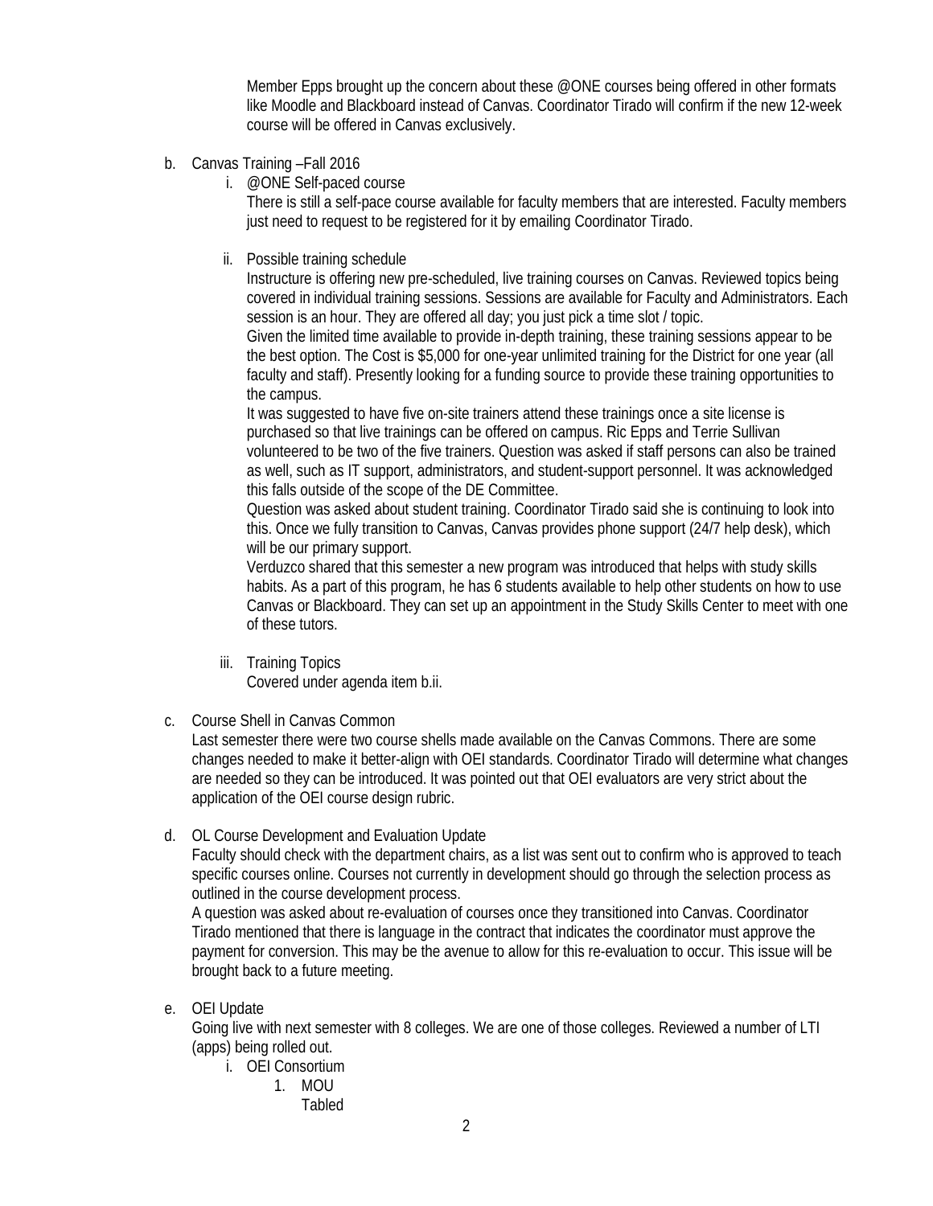Member Epps brought up the concern about these @ONE courses being offered in other formats like Moodle and Blackboard instead of Canvas. Coordinator Tirado will confirm if the new 12-week course will be offered in Canvas exclusively.

b. Canvas Training –Fall 2016

   i. @ONE Self-paced course

      There is still a self-pace course available for faculty members that are interested. Faculty members just need to request to be registered for it by emailing Coordinator Tirado.

   ii. Possible training schedule

      Instructure is offering new pre-scheduled, live training courses on Canvas. Reviewed topics being covered in individual training sessions. Sessions are available for Faculty and Administrators. Each session is an hour. They are offered all day; you just pick a time slot / topic.

      Given the limited time available to provide in-depth training, these training sessions appear to be the best option. The Cost is $5,000 for one-year unlimited training for the District for one year (all faculty and staff). Presently looking for a funding source to provide these training opportunities to the campus.

      It was suggested to have five on-site trainers attend these trainings once a site license is purchased so that live trainings can be offered on campus. Ric Epps and Terrie Sullivan volunteered to be two of the five trainers. Question was asked if staff persons can also be trained as well, such as IT support, administrators, and student-support personnel. It was acknowledged this falls outside of the scope of the DE Committee.

      Question was asked about student training. Coordinator Tirado said she is continuing to look into this. Once we fully transition to Canvas, Canvas provides phone support (24/7 help desk), which will be our primary support.

      Verduzco shared that this semester a new program was introduced that helps with study skills habits. As a part of this program, he has 6 students available to help other students on how to use Canvas or Blackboard. They can set up an appointment in the Study Skills Center to meet with one of these tutors.

   iii. Training Topics

      Covered under agenda item b.ii.

c. Course Shell in Canvas Common

   Last semester there were two course shells made available on the Canvas Commons. There are some changes needed to make it better-align with OEI standards. Coordinator Tirado will determine what changes are needed so they can be introduced. It was pointed out that OEI evaluators are very strict about the application of the OEI course design rubric.

d. OL Course Development and Evaluation Update

   Faculty should check with the department chairs, as a list was sent out to confirm who is approved to teach specific courses online. Courses not currently in development should go through the selection process as outlined in the course development process.

   A question was asked about re-evaluation of courses once they transitioned into Canvas. Coordinator Tirado mentioned that there is language in the contract that indicates the coordinator must approve the payment for conversion. This may be the avenue to allow for this re-evaluation to occur. This issue will be brought back to a future meeting.

e. OEI Update

   Going live with next semester with 8 colleges. We are one of those colleges. Reviewed a number of LTI (apps) being rolled out.

   i. OEI Consortium

      1. MOU

         Tabled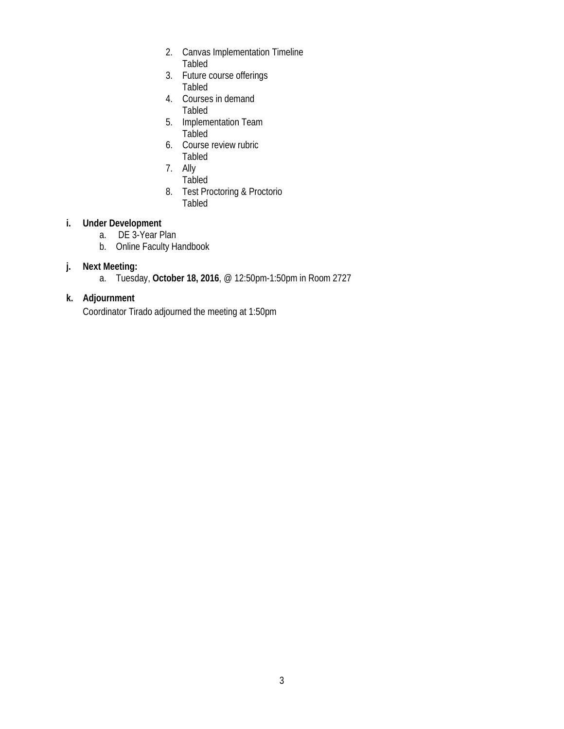2. Canvas Implementation Timeline
   Tabled
3. Future course offerings
   Tabled
4. Courses in demand
   Tabled
5. Implementation Team
   Tabled
6. Course review rubric
   Tabled
7. Ally
   Tabled
8. Test Proctoring & Proctorio
   Tabled

**i. Under Development**

a. DE 3-Year Plan
b. Online Faculty Handbook

**j. Next Meeting:**

a. Tuesday, **October 18, 2016**, @ 12:50pm-1:50pm in Room 2727

**k. Adjournment**

Coordinator Tirado adjourned the meeting at 1:50pm